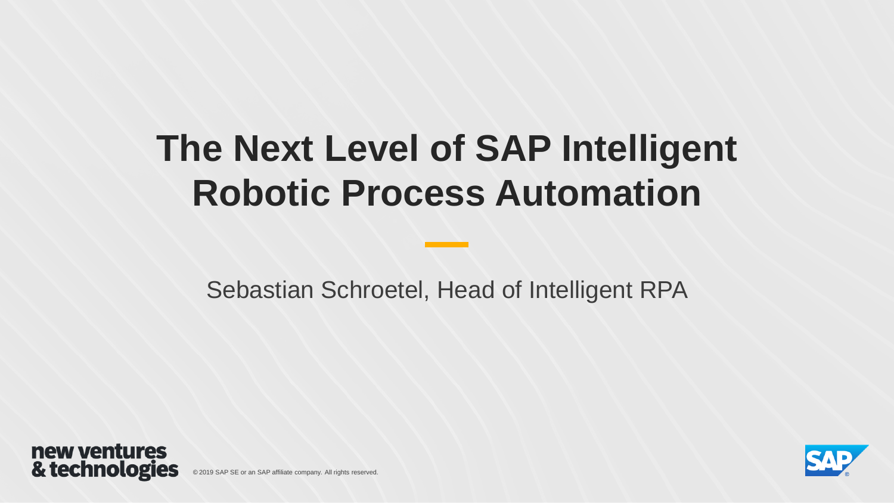# The Next Level of SAP Intelligent Robotic Process Automation

Sebastian Schroetel, Head of Intelligent RPA

new ventures & technologies

© 2019 SAP SE or an SAP affiliate company. All rights reserved.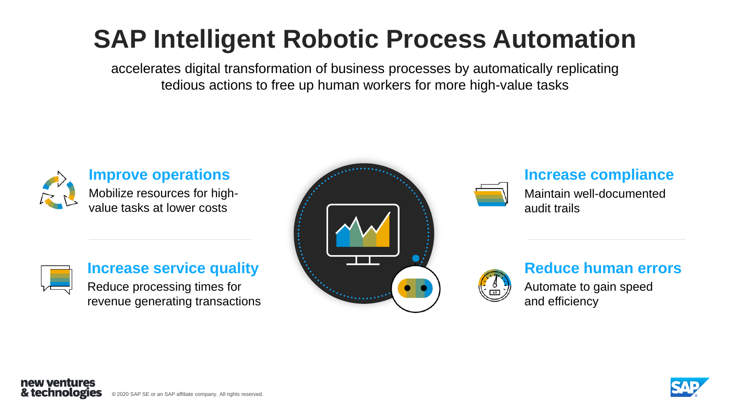# SAP Intelligent Robotic Process Automation

accelerates digital transformation of business processes by automatically replicating tedious actions to free up human workers for more high-value tasks

### Improve operations

Mobilize resources for high-value tasks at lower costs

### Increase service quality

Reduce processing times for revenue generating transactions

### Increase compliance

Maintain well-documented audit trails

### Reduce human errors

Automate to gain speed and efficiency

© 2020 SAP SE or an SAP affiliate company. All rights reserved.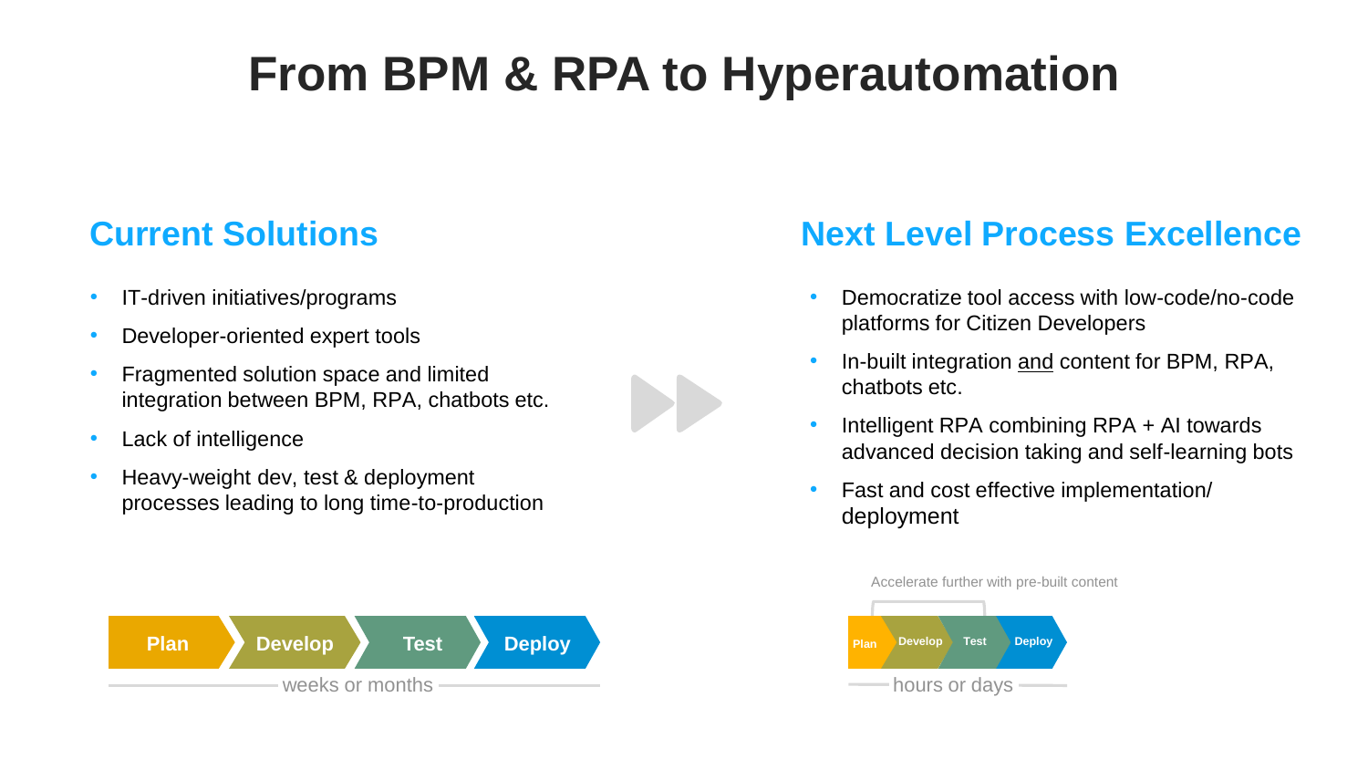# From BPM & RPA to Hyperautomation

## Current Solutions

- IT-driven initiatives/programs
- Developer-oriented expert tools
- Fragmented solution space and limited integration between BPM, RPA, chatbots etc.
- Lack of intelligence
- Heavy-weight dev, test & deployment processes leading to long time-to-production

Plan → Develop → Test → Deploy

weeks or months

## Next Level Process Excellence

- Democratize tool access with low-code/no-code platforms for Citizen Developers
- In-built integration and content for BPM, RPA, chatbots etc.
- Intelligent RPA combining RPA + AI towards advanced decision taking and self-learning bots
- Fast and cost effective implementation/ deployment

Accelerate further with pre-built content

Plan → Develop → Test → Deploy

hours or days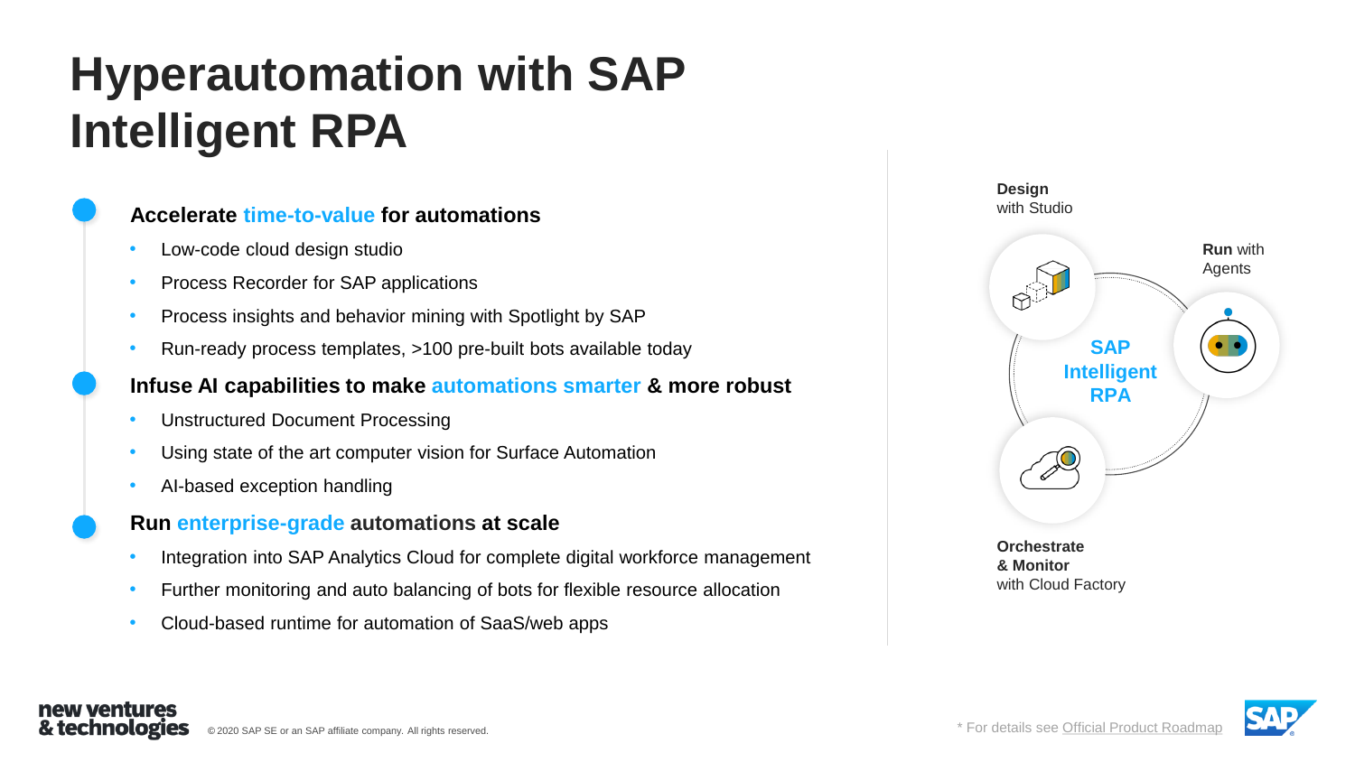# Hyperautomation with SAP Intelligent RPA

### Accelerate time-to-value for automations

- Low-code cloud design studio
- Process Recorder for SAP applications
- Process insights and behavior mining with Spotlight by SAP
- Run-ready process templates, >100 pre-built bots available today

### Infuse AI capabilities to make automations smarter & more robust

- Unstructured Document Processing
- Using state of the art computer vision for Surface Automation
- AI-based exception handling

### Run enterprise-grade automations at scale

- Integration into SAP Analytics Cloud for complete digital workforce management
- Further monitoring and auto balancing of bots for flexible resource allocation
- Cloud-based runtime for automation of SaaS/web apps

**SAP Intelligent RPA**

**Design** with Studio

**Run** with Agents

**Orchestrate & Monitor** with Cloud Factory

* For details see Official Product Roadmap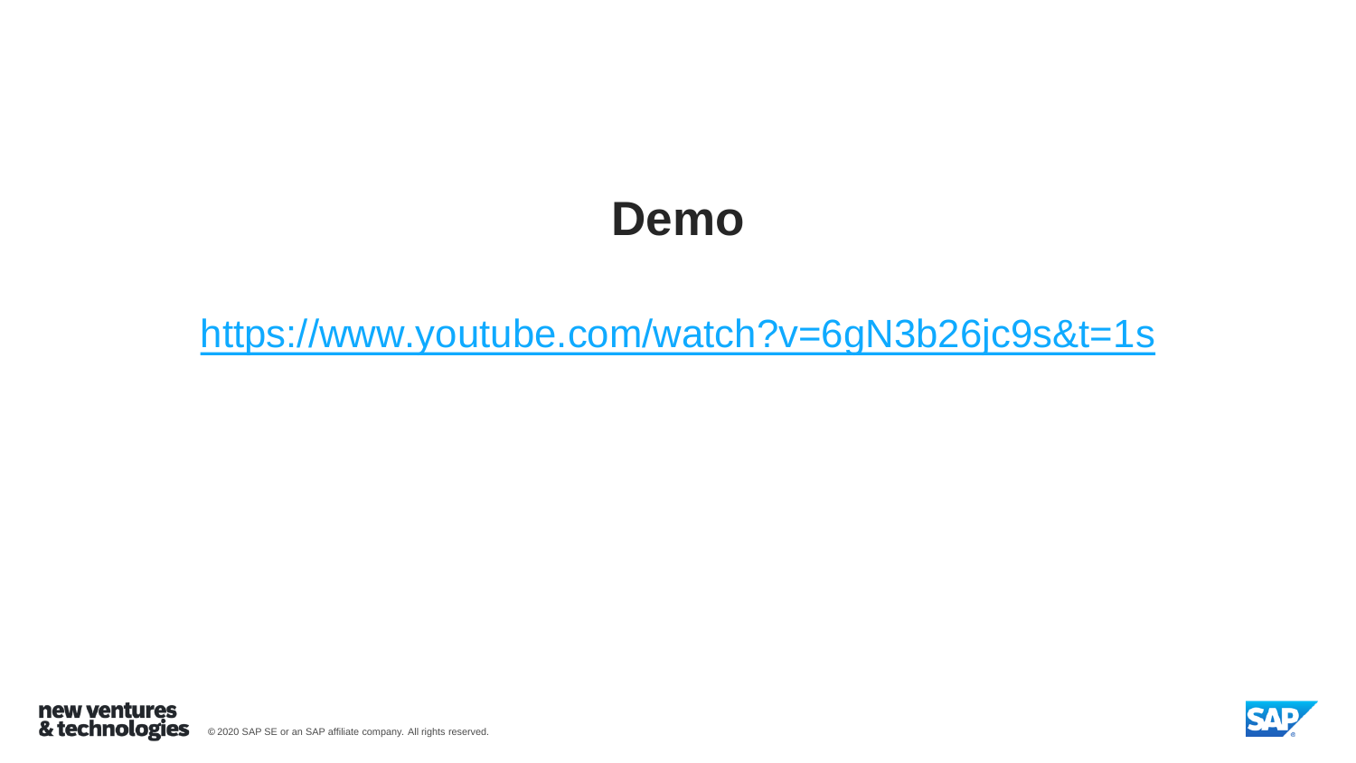# Demo

https://www.youtube.com/watch?v=6gN3b26jc9s&t=1s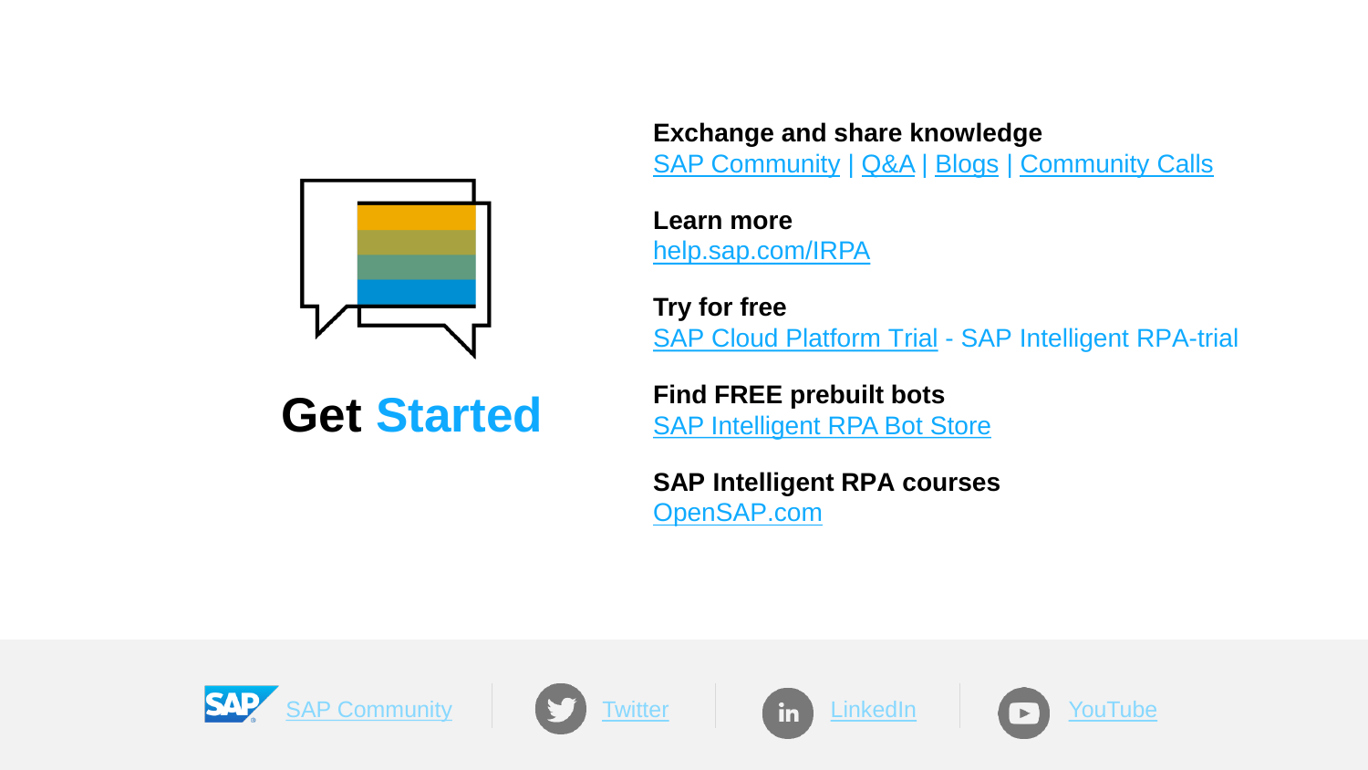# Get Started

**Exchange and share knowledge**
SAP Community | Q&A | Blogs | Community Calls

**Learn more**
help.sap.com/IRPA

**Try for free**
SAP Cloud Platform Trial - SAP Intelligent RPA-trial

**Find FREE prebuilt bots**
SAP Intelligent RPA Bot Store

**SAP Intelligent RPA courses**
OpenSAP.com

SAP Community | Twitter | LinkedIn | YouTube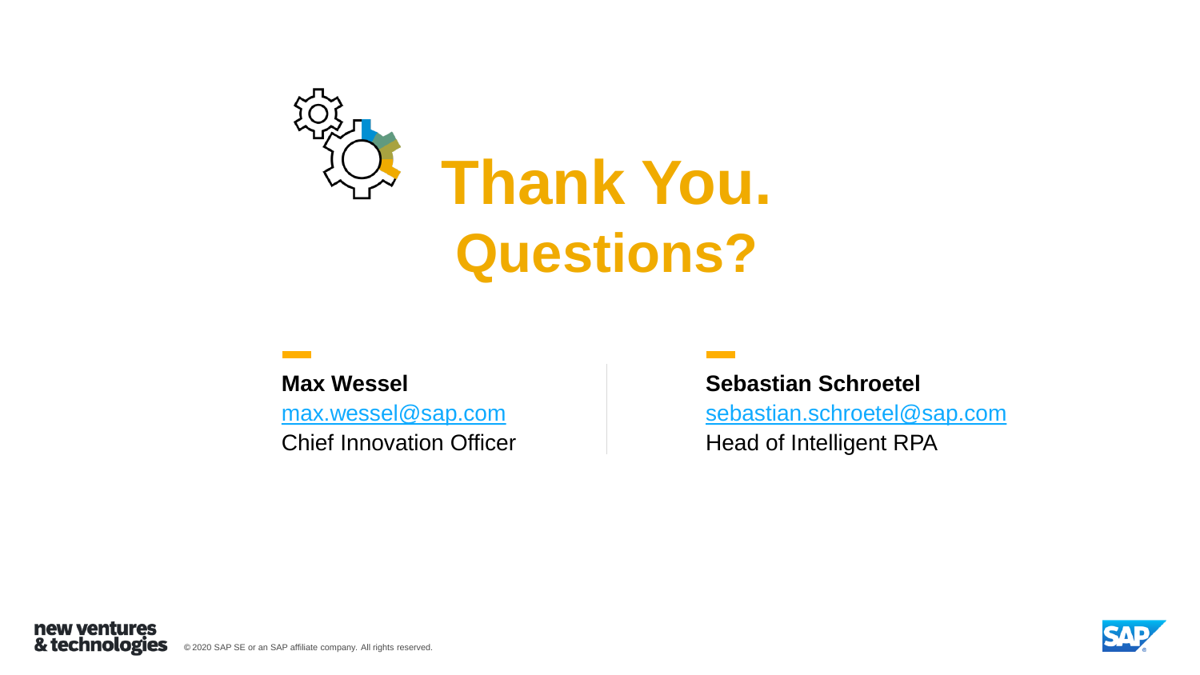# Thank You.
# Questions?

**Max Wessel**
max.wessel@sap.com
Chief Innovation Officer

**Sebastian Schroetel**
sebastian.schroetel@sap.com
Head of Intelligent RPA

© 2020 SAP SE or an SAP affiliate company. All rights reserved.